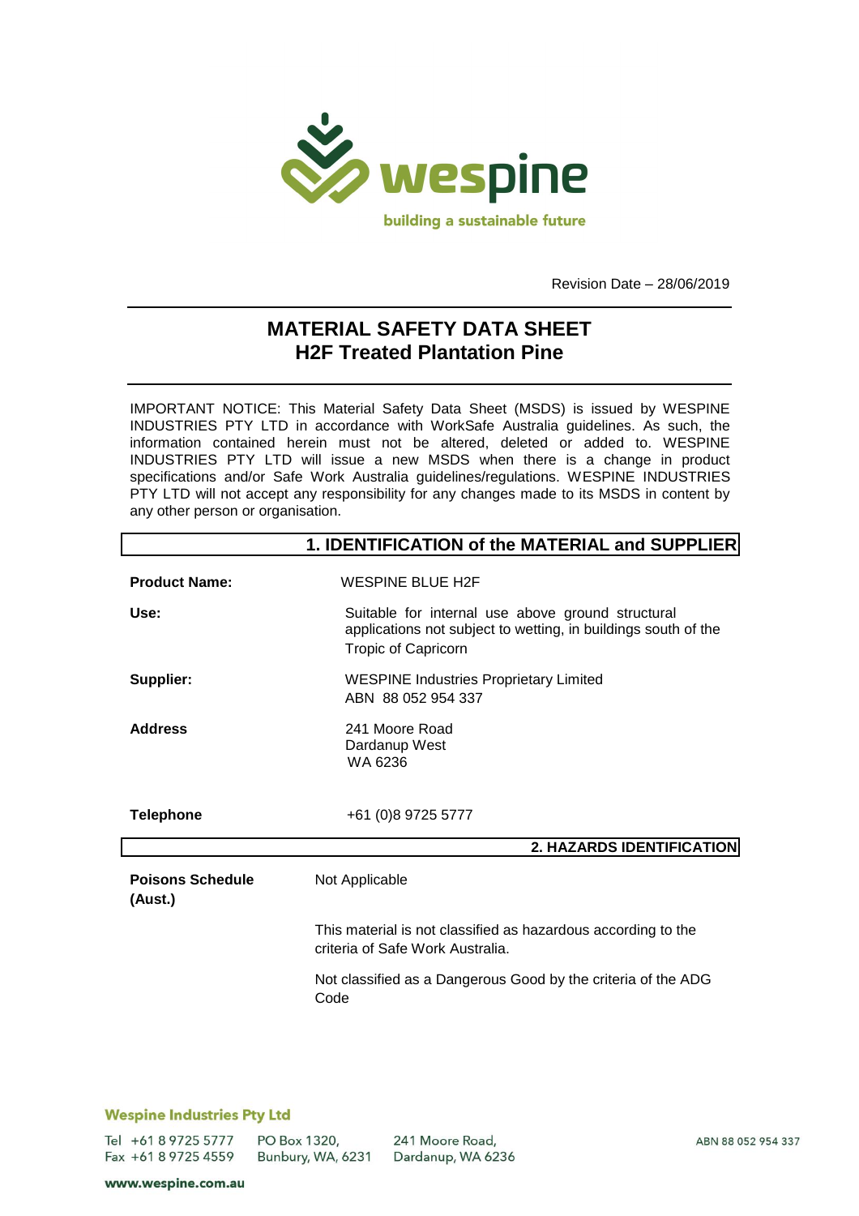Revision Date – 28/06/2019

# MATERIAL SAFETY DATA SHEET
# H2F Treated Plantation Pine

IMPORTANT NOTICE: This Material Safety Data Sheet (MSDS) is issued by WESPINE INDUSTRIES PTY LTD in accordance with WorkSafe Australia guidelines. As such, the information contained herein must not be altered, deleted or added to. WESPINE INDUSTRIES PTY LTD will issue a new MSDS when there is a change in product specifications and/or Safe Work Australia guidelines/regulations. WESPINE INDUSTRIES PTY LTD will not accept any responsibility for any changes made to its MSDS in content by any other person or organisation.

## 1. IDENTIFICATION of the MATERIAL and SUPPLIER

**Product Name:** WESPINE BLUE H2F

**Use:** Suitable for internal use above ground structural applications not subject to wetting, in buildings south of the Tropic of Capricorn

**Supplier:** WESPINE Industries Proprietary Limited
ABN 88 052 954 337

**Address** 241 Moore Road
Dardanup West
WA 6236

**Telephone** +61 (0)8 9725 5777

## 2. HAZARDS IDENTIFICATION

**Poisons Schedule (Aust.)** Not Applicable

This material is not classified as hazardous according to the criteria of Safe Work Australia.

Not classified as a Dangerous Good by the criteria of the ADG Code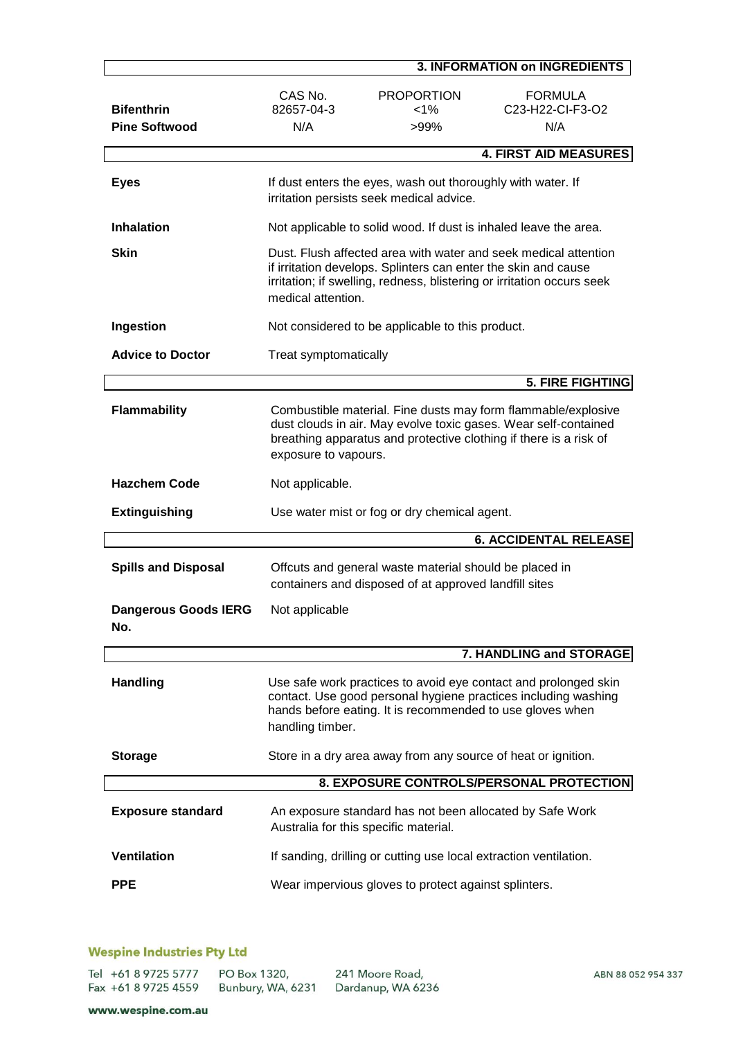## 3. INFORMATION on INGREDIENTS

| | CAS No. | PROPORTION | FORMULA |
|---|---|---|---|
| **Bifenthrin** | 82657-04-3 | <1% | C23-H22-CI-F3-O2 |
| **Pine Softwood** | N/A | >99% | N/A |

## 4. FIRST AID MEASURES

**Eyes**
If dust enters the eyes, wash out thoroughly with water. If irritation persists seek medical advice.

**Inhalation**
Not applicable to solid wood. If dust is inhaled leave the area.

**Skin**
Dust. Flush affected area with water and seek medical attention if irritation develops. Splinters can enter the skin and cause irritation; if swelling, redness, blistering or irritation occurs seek medical attention.

**Ingestion**
Not considered to be applicable to this product.

**Advice to Doctor**
Treat symptomatically

## 5. FIRE FIGHTING

**Flammability**
Combustible material. Fine dusts may form flammable/explosive dust clouds in air. May evolve toxic gases. Wear self-contained breathing apparatus and protective clothing if there is a risk of exposure to vapours.

**Hazchem Code**
Not applicable.

**Extinguishing**
Use water mist or fog or dry chemical agent.

## 6. ACCIDENTAL RELEASE

**Spills and Disposal**
Offcuts and general waste material should be placed in containers and disposed of at approved landfill sites

**Dangerous Goods IERG No.**
Not applicable

## 7. HANDLING and STORAGE

**Handling**
Use safe work practices to avoid eye contact and prolonged skin contact. Use good personal hygiene practices including washing hands before eating. It is recommended to use gloves when handling timber.

**Storage**
Store in a dry area away from any source of heat or ignition.

## 8. EXPOSURE CONTROLS/PERSONAL PROTECTION

**Exposure standard**
An exposure standard has not been allocated by Safe Work Australia for this specific material.

**Ventilation**
If sanding, drilling or cutting use local extraction ventilation.

**PPE**
Wear impervious gloves to protect against splinters.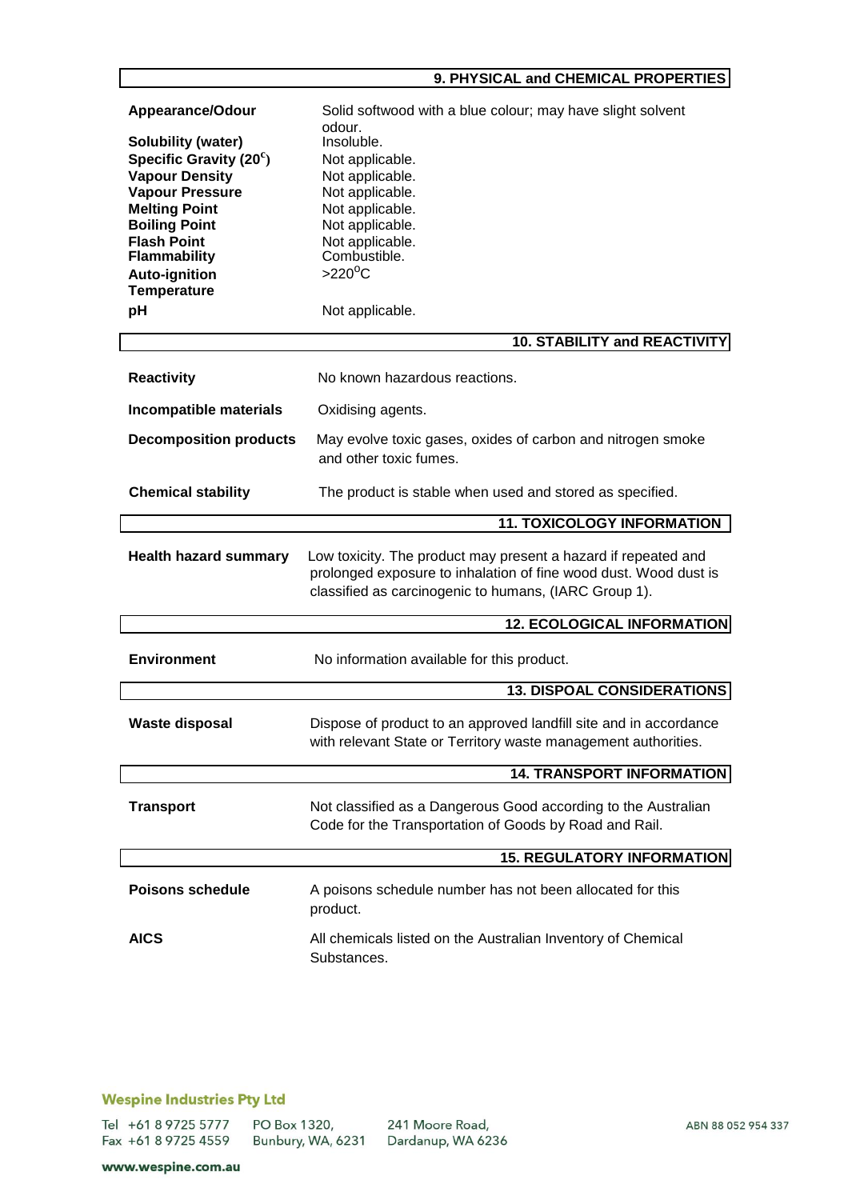## 9. PHYSICAL and CHEMICAL PROPERTIES

| | |
|---|---|
| **Appearance/Odour** | Solid softwood with a blue colour; may have slight solvent odour. |
| **Solubility (water)** | Insoluble. |
| **Specific Gravity (20$^{c}$)** | Not applicable. |
| **Vapour Density** | Not applicable. |
| **Vapour Pressure** | Not applicable. |
| **Melting Point** | Not applicable. |
| **Boiling Point** | Not applicable. |
| **Flash Point** | Not applicable. |
| **Flammability** | Combustible. |
| **Auto-ignition Temperature** | >220$^{o}$C |
| **pH** | Not applicable. |

## 10. STABILITY and REACTIVITY

| | |
|---|---|
| **Reactivity** | No known hazardous reactions. |
| **Incompatible materials** | Oxidising agents. |
| **Decomposition products** | May evolve toxic gases, oxides of carbon and nitrogen smoke and other toxic fumes. |
| **Chemical stability** | The product is stable when used and stored as specified. |

## 11. TOXICOLOGY INFORMATION

| | |
|---|---|
| **Health hazard summary** | Low toxicity. The product may present a hazard if repeated and prolonged exposure to inhalation of fine wood dust. Wood dust is classified as carcinogenic to humans, (IARC Group 1). |

## 12. ECOLOGICAL INFORMATION

| | |
|---|---|
| **Environment** | No information available for this product. |

## 13. DISPOAL CONSIDERATIONS

| | |
|---|---|
| **Waste disposal** | Dispose of product to an approved landfill site and in accordance with relevant State or Territory waste management authorities. |

## 14. TRANSPORT INFORMATION

| | |
|---|---|
| **Transport** | Not classified as a Dangerous Good according to the Australian Code for the Transportation of Goods by Road and Rail. |

## 15. REGULATORY INFORMATION

| | |
|---|---|
| **Poisons schedule** | A poisons schedule number has not been allocated for this product. |
| **AICS** | All chemicals listed on the Australian Inventory of Chemical Substances. |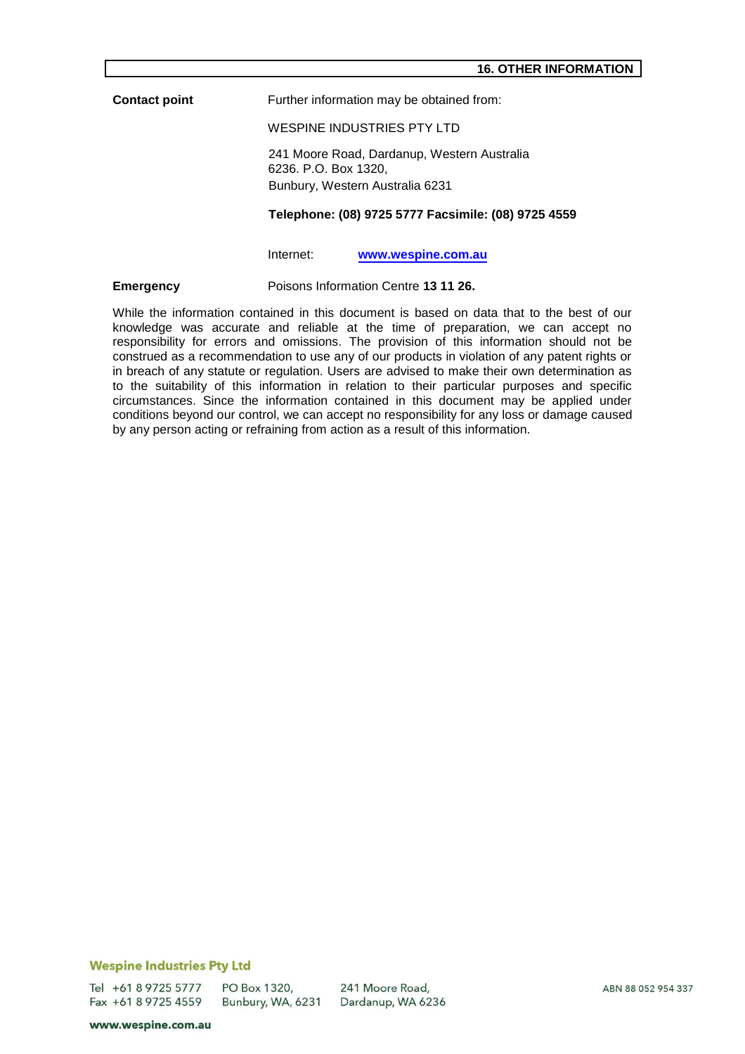## 16. OTHER INFORMATION

**Contact point**

Further information may be obtained from:

WESPINE INDUSTRIES PTY LTD

241 Moore Road, Dardanup, Western Australia
6236. P.O. Box 1320,
Bunbury, Western Australia 6231

**Telephone: (08) 9725 5777 Facsimile: (08) 9725 4559**

Internet: **www.wespine.com.au**

**Emergency**

Poisons Information Centre **13 11 26.**

While the information contained in this document is based on data that to the best of our knowledge was accurate and reliable at the time of preparation, we can accept no responsibility for errors and omissions. The provision of this information should not be construed as a recommendation to use any of our products in violation of any patent rights or in breach of any statute or regulation. Users are advised to make their own determination as to the suitability of this information in relation to their particular purposes and specific circumstances. Since the information contained in this document may be applied under conditions beyond our control, we can accept no responsibility for any loss or damage caused by any person acting or refraining from action as a result of this information.